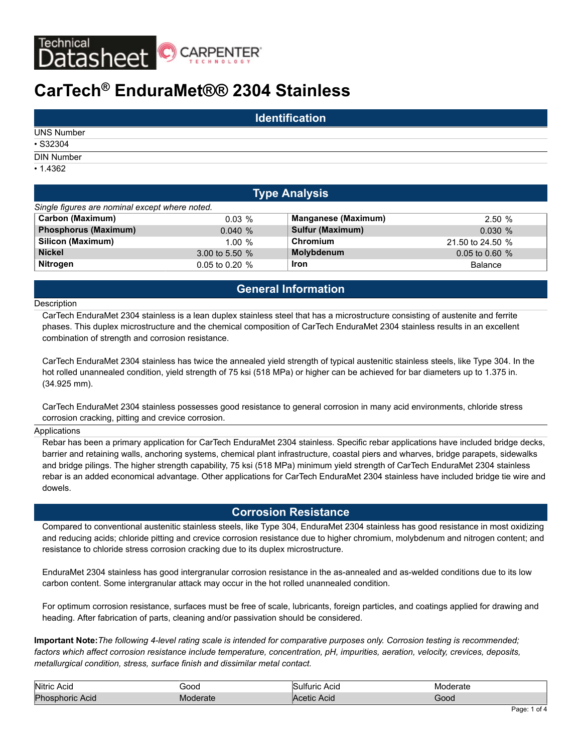Technical Datasheet — CARPENTER TECHNOLOGY

# CarTech® EnduraMet®® 2304 Stainless

## Identification

UNS Number

- S32304

DIN Number

- 1.4362

## Type Analysis

*Single figures are nominal except where noted.*

| Element | Value | Element | Value |
|---|---|---|---|
| **Carbon (Maximum)** | 0.03 % | **Manganese (Maximum)** | 2.50 % |
| **Phosphorus (Maximum)** | 0.040 % | **Sulfur (Maximum)** | 0.030 % |
| **Silicon (Maximum)** | 1.00 % | **Chromium** | 21.50 to 24.50 % |
| **Nickel** | 3.00 to 5.50 % | **Molybdenum** | 0.05 to 0.60 % |
| **Nitrogen** | 0.05 to 0.20 % | **Iron** | Balance |

## General Information

Description

CarTech EnduraMet 2304 stainless is a lean duplex stainless steel that has a microstructure consisting of austenite and ferrite phases. This duplex microstructure and the chemical composition of CarTech EnduraMet 2304 stainless results in an excellent combination of strength and corrosion resistance.

CarTech EnduraMet 2304 stainless has twice the annealed yield strength of typical austenitic stainless steels, like Type 304. In the hot rolled unannealed condition, yield strength of 75 ksi (518 MPa) or higher can be achieved for bar diameters up to 1.375 in. (34.925 mm).

CarTech EnduraMet 2304 stainless possesses good resistance to general corrosion in many acid environments, chloride stress corrosion cracking, pitting and crevice corrosion.

Applications

Rebar has been a primary application for CarTech EnduraMet 2304 stainless. Specific rebar applications have included bridge decks, barrier and retaining walls, anchoring systems, chemical plant infrastructure, coastal piers and wharves, bridge parapets, sidewalks and bridge pilings. The higher strength capability, 75 ksi (518 MPa) minimum yield strength of CarTech EnduraMet 2304 stainless rebar is an added economical advantage. Other applications for CarTech EnduraMet 2304 stainless have included bridge tie wire and dowels.

## Corrosion Resistance

Compared to conventional austenitic stainless steels, like Type 304, EnduraMet 2304 stainless has good resistance in most oxidizing and reducing acids; chloride pitting and crevice corrosion resistance due to higher chromium, molybdenum and nitrogen content; and resistance to chloride stress corrosion cracking due to its duplex microstructure.

EnduraMet 2304 stainless has good intergranular corrosion resistance in the as-annealed and as-welded conditions due to its low carbon content. Some intergranular attack may occur in the hot rolled unannealed condition.

For optimum corrosion resistance, surfaces must be free of scale, lubricants, foreign particles, and coatings applied for drawing and heading. After fabrication of parts, cleaning and/or passivation should be considered.

**Important Note:** *The following 4-level rating scale is intended for comparative purposes only. Corrosion testing is recommended; factors which affect corrosion resistance include temperature, concentration, pH, impurities, aeration, velocity, crevices, deposits, metallurgical condition, stress, surface finish and dissimilar metal contact.*

| Environment | Rating | Environment | Rating |
|---|---|---|---|
| Nitric Acid | Good | Sulfuric Acid | Moderate |
| Phosphoric Acid | Moderate | Acetic Acid | Good |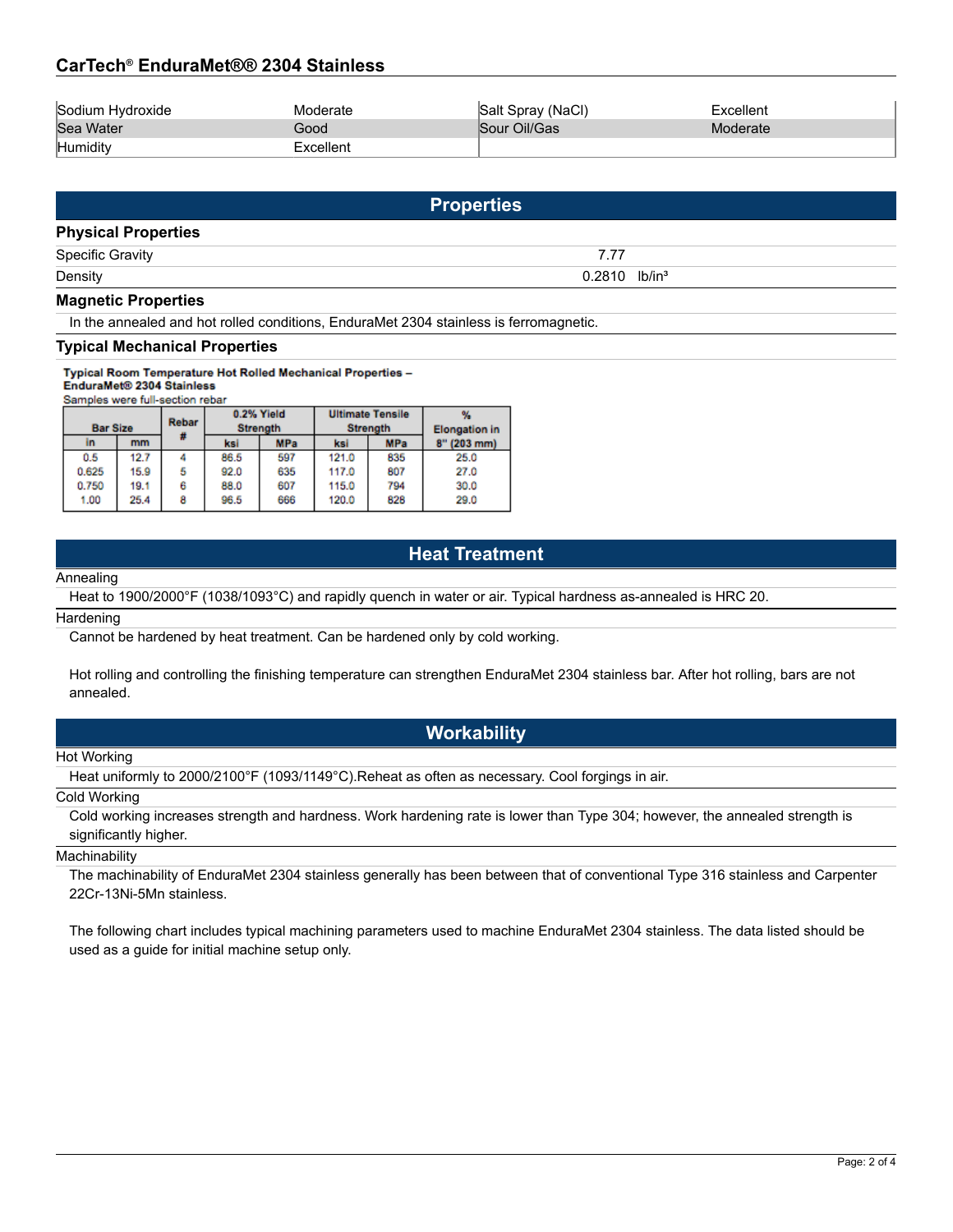| Sodium Hydroxide | Moderate | Salt Spray (NaCl) | Excellent |
| --- | --- | --- | --- |
| Sea Water | Good | Sour Oil/Gas | Moderate |
| Humidity | Excellent | | |

## Properties

### Physical Properties

| | |
| --- | --- |
| Specific Gravity | 7.77 |
| Density | 0.2810 lb/in³ |

### Magnetic Properties

In the annealed and hot rolled conditions, EnduraMet 2304 stainless is ferromagnetic.

### Typical Mechanical Properties

**Typical Room Temperature Hot Rolled Mechanical Properties – EnduraMet® 2304 Stainless**

Samples were full-section rebar

| Bar Size | | Rebar # | 0.2% Yield Strength | | Ultimate Tensile Strength | | % Elongation in 8" (203 mm) |
| --- | --- | --- | --- | --- | --- | --- | --- |
| in | mm | | ksi | MPa | ksi | MPa | |
| 0.5 | 12.7 | 4 | 86.5 | 597 | 121.0 | 835 | 25.0 |
| 0.625 | 15.9 | 5 | 92.0 | 635 | 117.0 | 807 | 27.0 |
| 0.750 | 19.1 | 6 | 88.0 | 607 | 115.0 | 794 | 30.0 |
| 1.00 | 25.4 | 8 | 96.5 | 666 | 120.0 | 828 | 29.0 |

## Heat Treatment

**Annealing**

Heat to 1900/2000°F (1038/1093°C) and rapidly quench in water or air. Typical hardness as-annealed is HRC 20.

**Hardening**

Cannot be hardened by heat treatment. Can be hardened only by cold working.

Hot rolling and controlling the finishing temperature can strengthen EnduraMet 2304 stainless bar. After hot rolling, bars are not annealed.

## Workability

**Hot Working**

Heat uniformly to 2000/2100°F (1093/1149°C).Reheat as often as necessary. Cool forgings in air.

**Cold Working**

Cold working increases strength and hardness. Work hardening rate is lower than Type 304; however, the annealed strength is significantly higher.

**Machinability**

The machinability of EnduraMet 2304 stainless generally has been between that of conventional Type 316 stainless and Carpenter 22Cr-13Ni-5Mn stainless.

The following chart includes typical machining parameters used to machine EnduraMet 2304 stainless. The data listed should be used as a guide for initial machine setup only.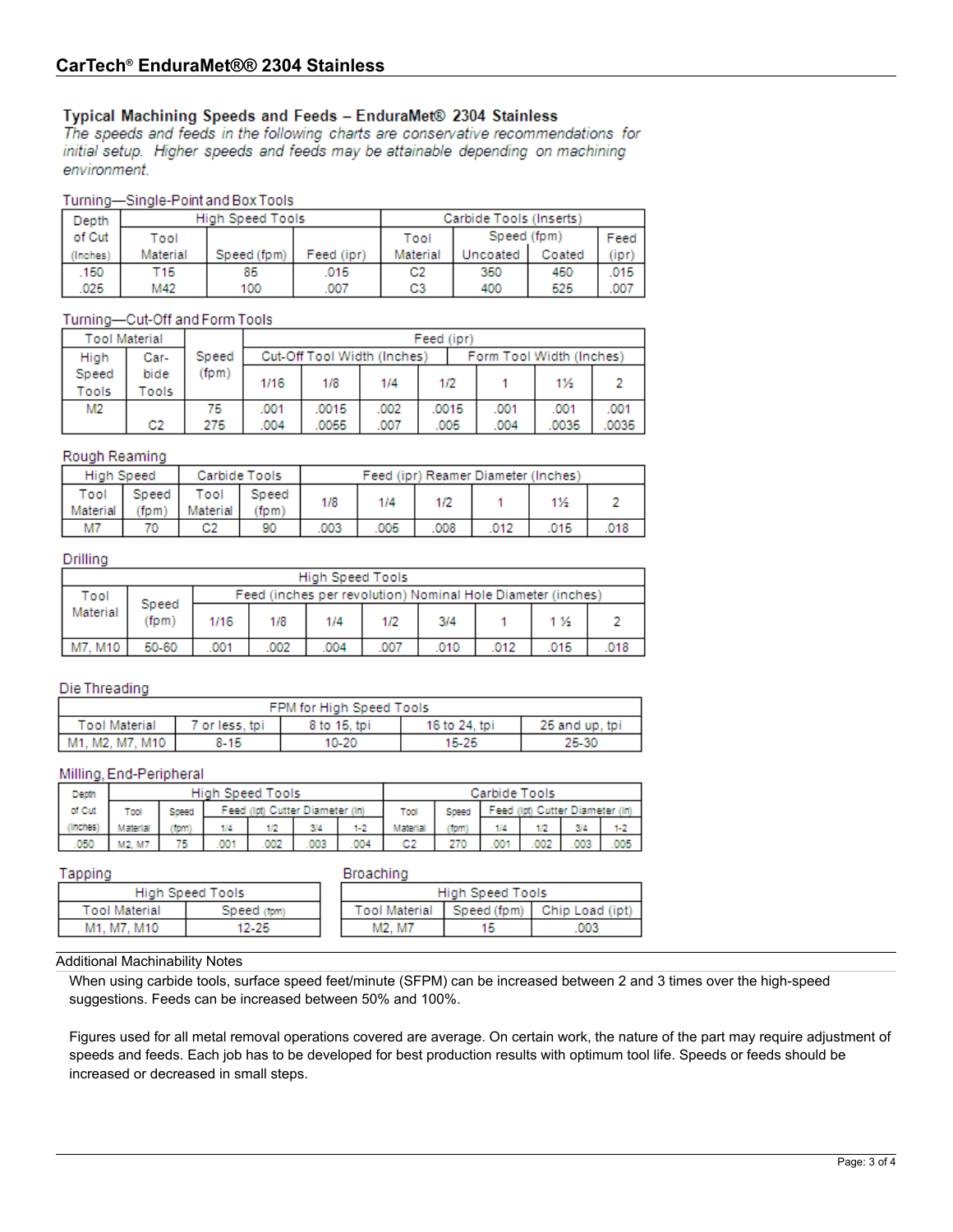## CarTech® EnduraMet®® 2304 Stainless

### Typical Machining Speeds and Feeds – EnduraMet® 2304 Stainless

*The speeds and feeds in the following charts are conservative recommendations for initial setup. Higher speeds and feeds may be attainable depending on machining environment.*

**Turning—Single-Point and Box Tools**

| Depth of Cut (Inches) | High Speed Tools | | | Carbide Tools (Inserts) | | | |
|---|---|---|---|---|---|---|---|
| | Tool Material | Speed (fpm) | Feed (ipr) | Tool Material | Speed (fpm) Uncoated | Speed (fpm) Coated | Feed (ipr) |
| .150 | T15 | 85 | .015 | C2 | 350 | 450 | .015 |
| .025 | M42 | 100 | .007 | C3 | 400 | 525 | .007 |

**Turning—Cut-Off and Form Tools**

| Tool Material | | Speed (fpm) | Feed (ipr) | | | | | | |
|---|---|---|---|---|---|---|---|---|---|
| | | | Cut-Off Tool Width (Inches) | | | | Form Tool Width (Inches) | | |
| High Speed Tools | Carbide Tools | | 1/16 | 1/8 | 1/4 | 1/2 | 1 | 1½ | 2 |
| M2 | | 75 | .001 | .0015 | .002 | .0015 | .001 | .001 | .001 |
| | C2 | 275 | .004 | .0055 | .007 | .005 | .004 | .0035 | .0035 |

**Rough Reaming**

| High Speed | | Carbide Tools | | Feed (ipr) Reamer Diameter (Inches) | | | | | |
|---|---|---|---|---|---|---|---|---|---|
| Tool Material | Speed (fpm) | Tool Material | Speed (fpm) | 1/8 | 1/4 | 1/2 | 1 | 1½ | 2 |
| M7 | 70 | C2 | 90 | .003 | .005 | .008 | .012 | .015 | .018 |

**Drilling**

| High Speed Tools | | | | | | | | | |
|---|---|---|---|---|---|---|---|---|---|
| Tool Material | Speed (fpm) | Feed (inches per revolution) Nominal Hole Diameter (inches) | | | | | | | |
| | | 1/16 | 1/8 | 1/4 | 1/2 | 3/4 | 1 | 1 ½ | 2 |
| M7, M10 | 50-60 | .001 | .002 | .004 | .007 | .010 | .012 | .015 | .018 |

**Die Threading**

| FPM for High Speed Tools | | | | |
|---|---|---|---|---|
| Tool Material | 7 or less, tpi | 8 to 15, tpi | 16 to 24, tpi | 25 and up, tpi |
| M1, M2, M7, M10 | 8-15 | 10-20 | 15-25 | 25-30 |

**Milling, End-Peripheral**

| Depth of Cut (Inches) | High Speed Tools | | | | | | Carbide Tools | | | | | |
|---|---|---|---|---|---|---|---|---|---|---|---|---|
| | Tool Material | Speed (fpm) | Feed (ipt) Cutter Diameter (in) | | | | Tool Material | Speed (fpm) | Feed (ipt) Cutter Diameter (in) | | | |
| | | | 1/4 | 1/2 | 3/4 | 1-2 | | | 1/4 | 1/2 | 3/4 | 1-2 |
| .050 | M2, M7 | 75 | .001 | .002 | .003 | .004 | C2 | 270 | .001 | .002 | .003 | .005 |

**Tapping**

| High Speed Tools | |
|---|---|
| Tool Material | Speed (fpm) |
| M1, M7, M10 | 12-25 |

**Broaching**

| High Speed Tools | | |
|---|---|---|
| Tool Material | Speed (fpm) | Chip Load (ipt) |
| M2, M7 | 15 | .003 |

**Additional Machinability Notes**

When using carbide tools, surface speed feet/minute (SFPM) can be increased between 2 and 3 times over the high-speed suggestions. Feeds can be increased between 50% and 100%.

Figures used for all metal removal operations covered are average. On certain work, the nature of the part may require adjustment of speeds and feeds. Each job has to be developed for best production results with optimum tool life. Speeds or feeds should be increased or decreased in small steps.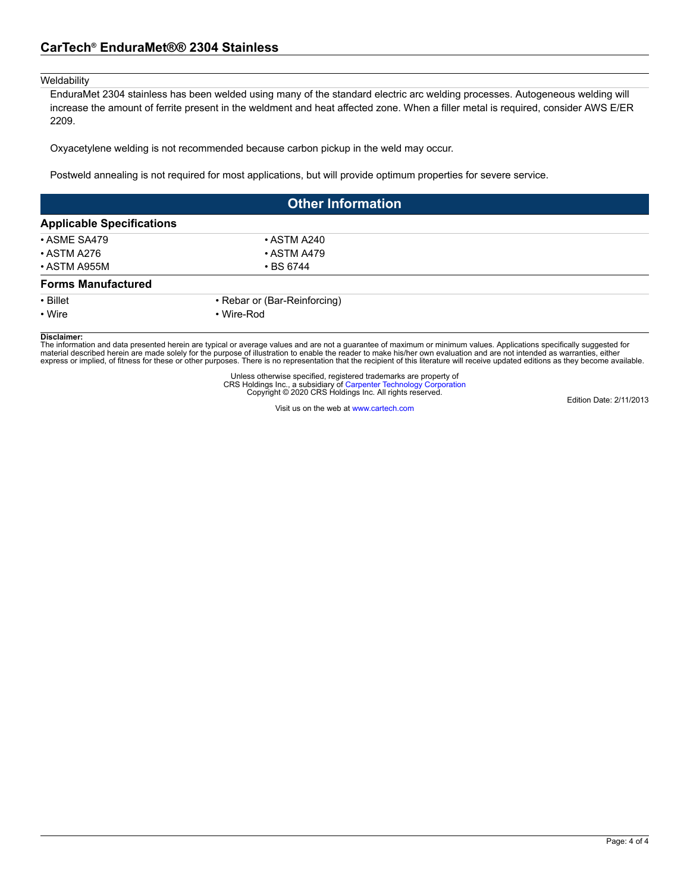### Weldability

EnduraMet 2304 stainless has been welded using many of the standard electric arc welding processes. Autogeneous welding will increase the amount of ferrite present in the weldment and heat affected zone. When a filler metal is required, consider AWS E/ER 2209.

Oxyacetylene welding is not recommended because carbon pickup in the weld may occur.

Postweld annealing is not required for most applications, but will provide optimum properties for severe service.

## Other Information

### Applicable Specifications

- ASME SA479
- ASTM A276
- ASTM A955M
- ASTM A240
- ASTM A479
- BS 6744

### Forms Manufactured

- Billet
- Wire
- Rebar or (Bar-Reinforcing)
- Wire-Rod

**Disclaimer:**
The information and data presented herein are typical or average values and are not a guarantee of maximum or minimum values. Applications specifically suggested for material described herein are made solely for the purpose of illustration to enable the reader to make his/her own evaluation and are not intended as warranties, either express or implied, of fitness for these or other purposes. There is no representation that the recipient of this literature will receive updated editions as they become available.

Unless otherwise specified, registered trademarks are property of
CRS Holdings Inc., a subsidiary of Carpenter Technology Corporation
Copyright © 2020 CRS Holdings Inc. All rights reserved.

Edition Date: 2/11/2013

Visit us on the web at www.cartech.com